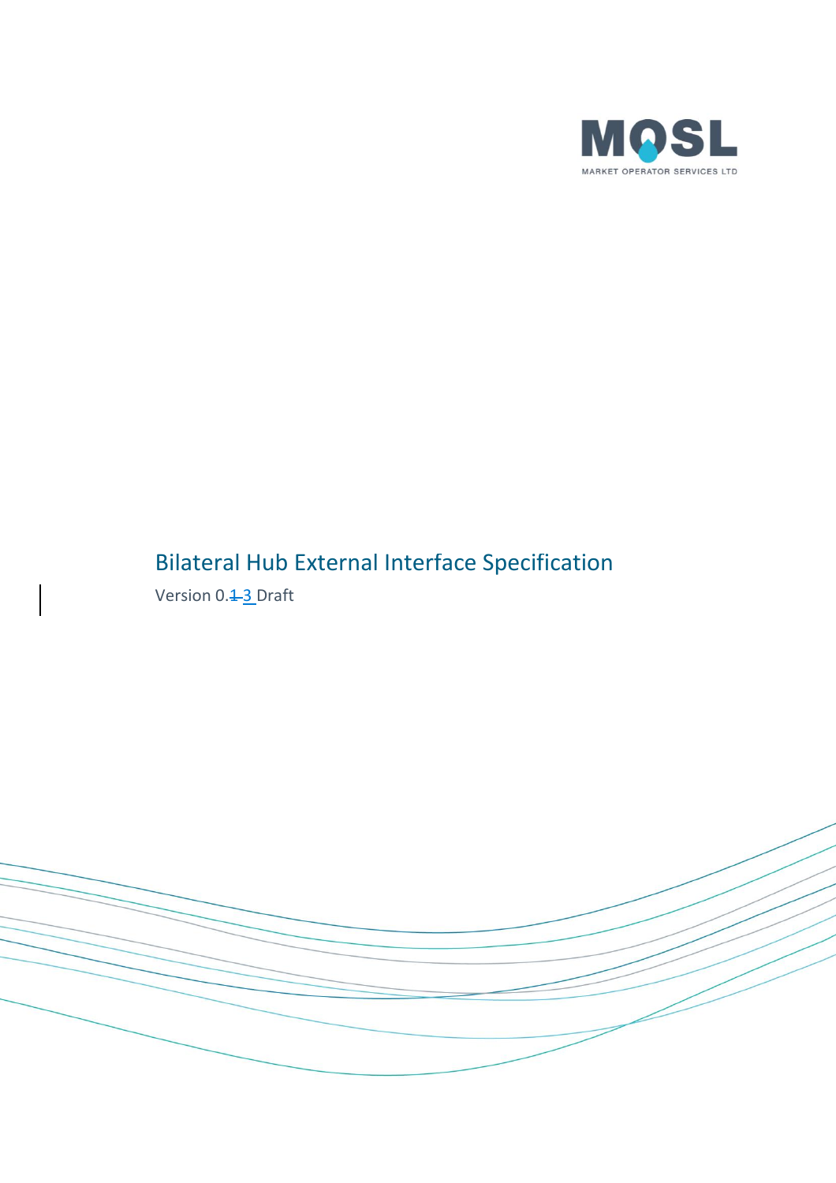MOSL

MARKET OPERATOR SERVICES LTD

# Bilateral Hub External Interface Specification

Version 0.~~1~~ 3 Draft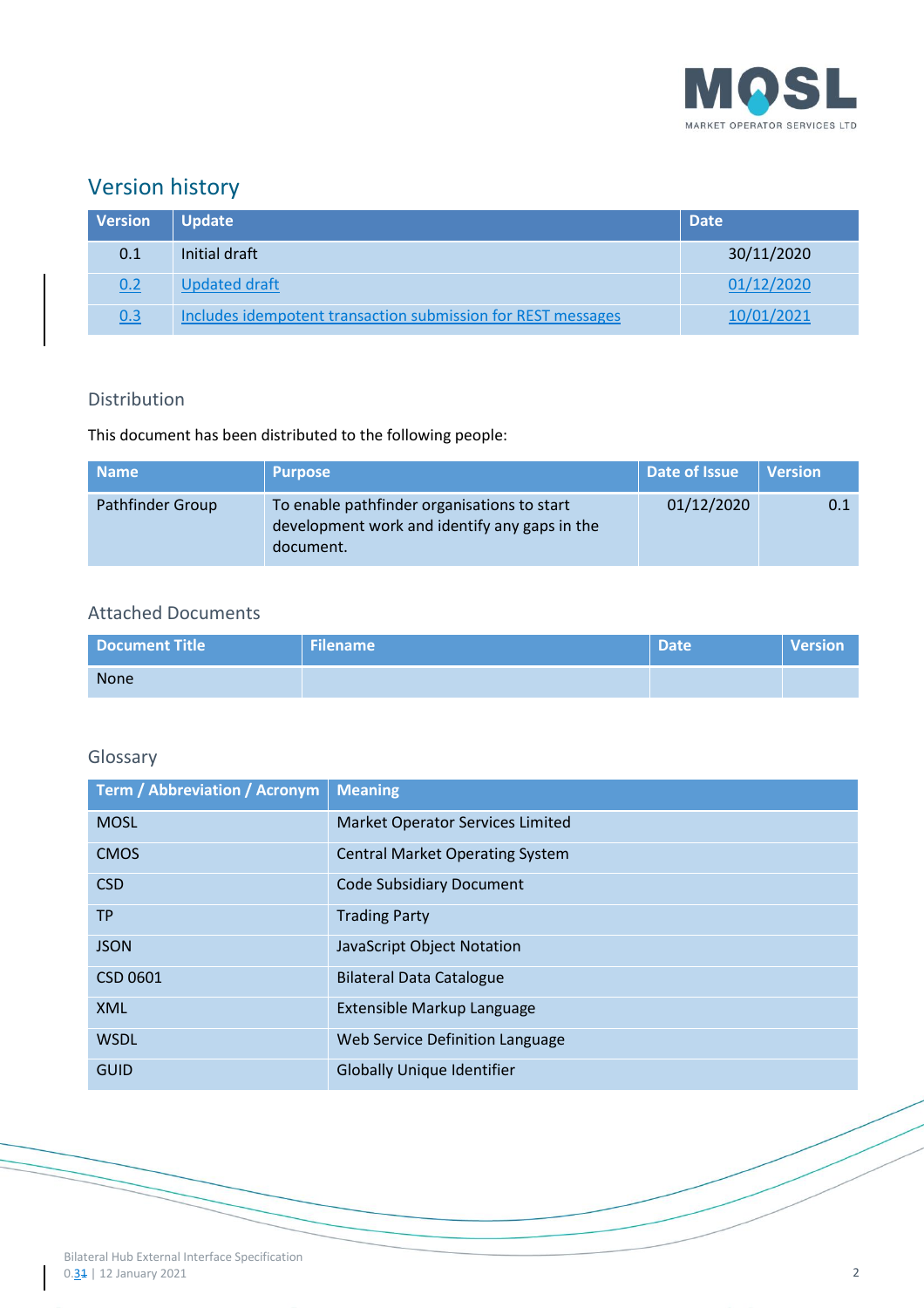## Version history

| Version | Update | Date |
|---|---|---|
| 0.1 | Initial draft | 30/11/2020 |
| 0.2 | Updated draft | 01/12/2020 |
| 0.3 | Includes idempotent transaction submission for REST messages | 10/01/2021 |

### Distribution

This document has been distributed to the following people:

| Name | Purpose | Date of Issue | Version |
|---|---|---|---|
| Pathfinder Group | To enable pathfinder organisations to start development work and identify any gaps in the document. | 01/12/2020 | 0.1 |

### Attached Documents

| Document Title | Filename | Date | Version |
|---|---|---|---|
| None | | | |

### Glossary

| Term / Abbreviation / Acronym | Meaning |
|---|---|
| MOSL | Market Operator Services Limited |
| CMOS | Central Market Operating System |
| CSD | Code Subsidiary Document |
| TP | Trading Party |
| JSON | JavaScript Object Notation |
| CSD 0601 | Bilateral Data Catalogue |
| XML | Extensible Markup Language |
| WSDL | Web Service Definition Language |
| GUID | Globally Unique Identifier |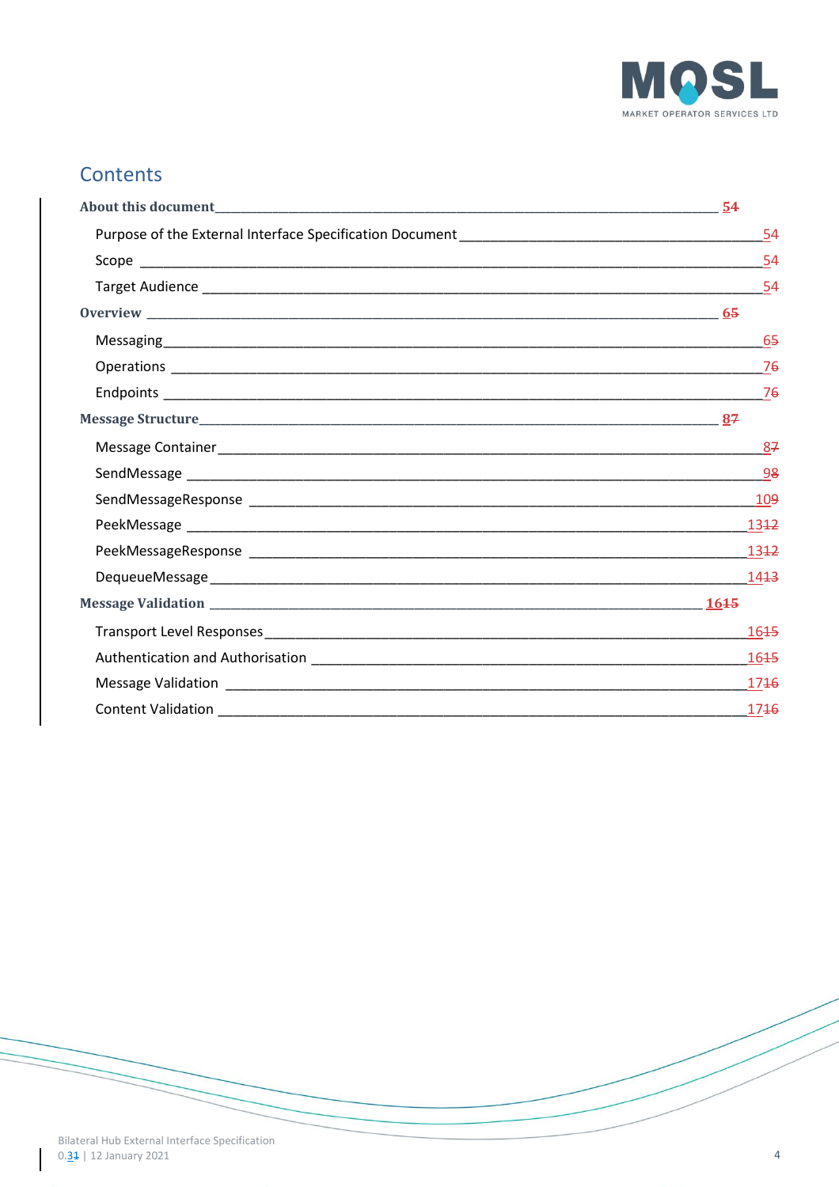## Contents

- **About this document** 5~~4~~
  - Purpose of the External Interface Specification Document 5~~4~~
  - Scope 5~~4~~
  - Target Audience 5~~4~~
- **Overview** 6~~5~~
  - Messaging 6~~5~~
  - Operations 7~~6~~
  - Endpoints 7~~6~~
- **Message Structure** 8~~7~~
  - Message Container 8~~7~~
  - SendMessage 9~~8~~
  - SendMessageResponse 10~~9~~
  - PeekMessage 13~~12~~
  - PeekMessageResponse 13~~12~~
  - DequeueMessage 14~~13~~
- **Message Validation** 16~~15~~
  - Transport Level Responses 16~~15~~
  - Authentication and Authorisation 16~~15~~
  - Message Validation 17~~16~~
  - Content Validation 17~~16~~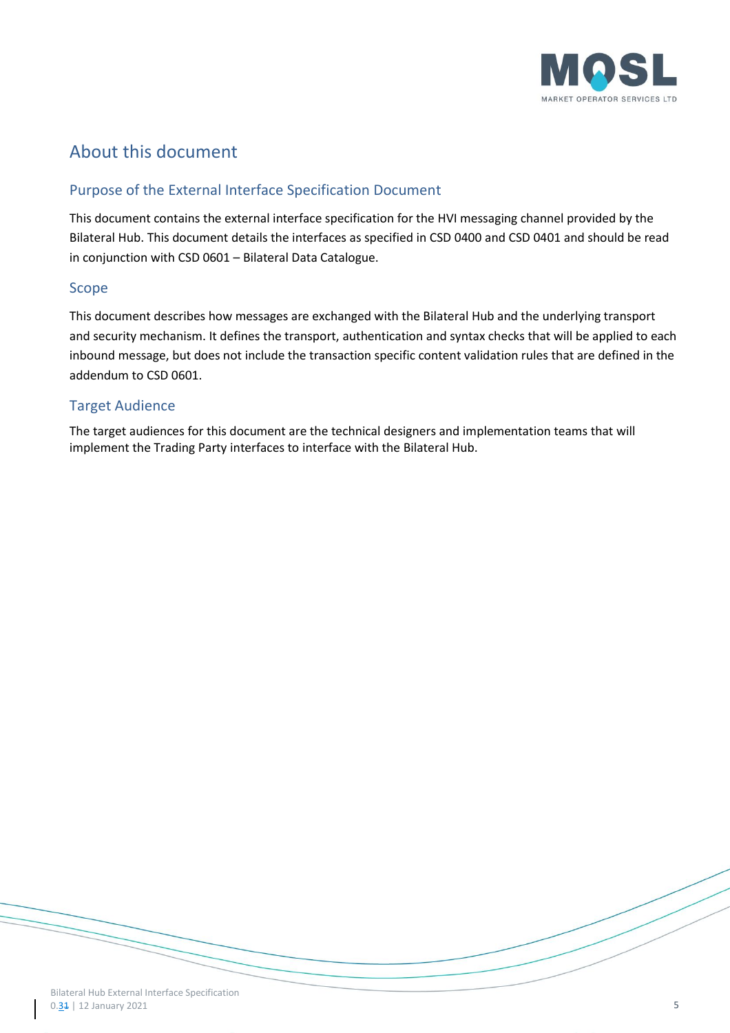# About this document

## Purpose of the External Interface Specification Document

This document contains the external interface specification for the HVI messaging channel provided by the Bilateral Hub. This document details the interfaces as specified in CSD 0400 and CSD 0401 and should be read in conjunction with CSD 0601 – Bilateral Data Catalogue.

## Scope

This document describes how messages are exchanged with the Bilateral Hub and the underlying transport and security mechanism. It defines the transport, authentication and syntax checks that will be applied to each inbound message, but does not include the transaction specific content validation rules that are defined in the addendum to CSD 0601.

## Target Audience

The target audiences for this document are the technical designers and implementation teams that will implement the Trading Party interfaces to interface with the Bilateral Hub.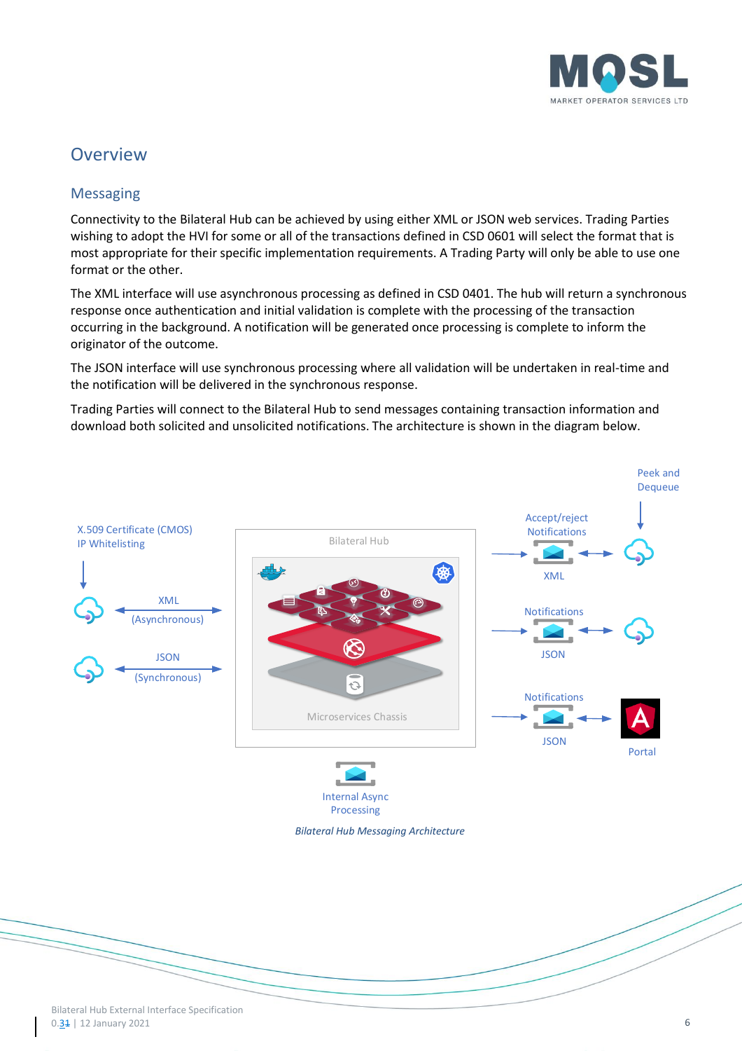# Overview

## Messaging

Connectivity to the Bilateral Hub can be achieved by using either XML or JSON web services. Trading Parties wishing to adopt the HVI for some or all of the transactions defined in CSD 0601 will select the format that is most appropriate for their specific implementation requirements. A Trading Party will only be able to use one format or the other.

The XML interface will use asynchronous processing as defined in CSD 0401. The hub will return a synchronous response once authentication and initial validation is complete with the processing of the transaction occurring in the background. A notification will be generated once processing is complete to inform the originator of the outcome.

The JSON interface will use synchronous processing where all validation will be undertaken in real-time and the notification will be delivered in the synchronous response.

Trading Parties will connect to the Bilateral Hub to send messages containing transaction information and download both solicited and unsolicited notifications. The architecture is shown in the diagram below.

*Bilateral Hub Messaging Architecture*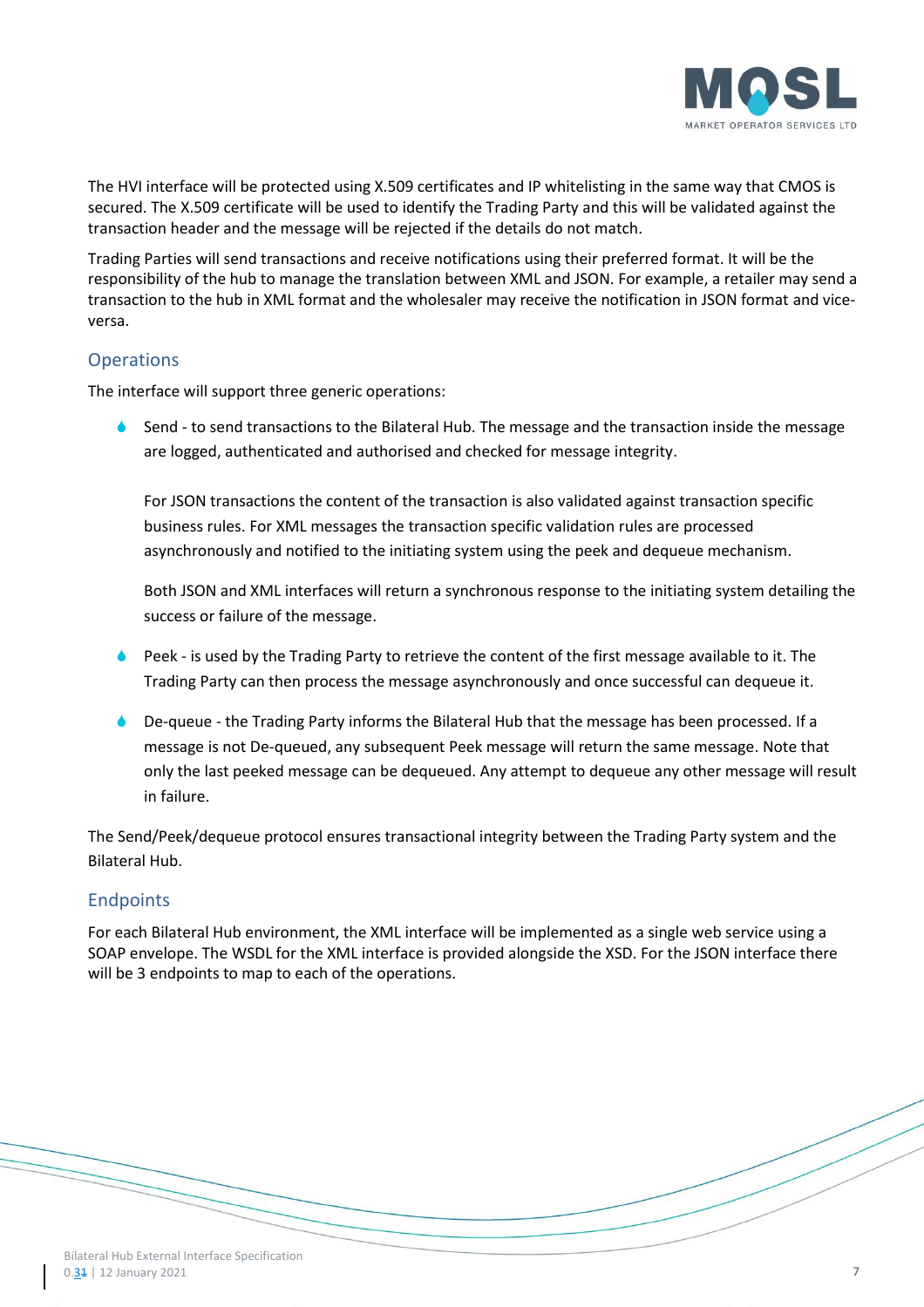The HVI interface will be protected using X.509 certificates and IP whitelisting in the same way that CMOS is secured. The X.509 certificate will be used to identify the Trading Party and this will be validated against the transaction header and the message will be rejected if the details do not match.

Trading Parties will send transactions and receive notifications using their preferred format. It will be the responsibility of the hub to manage the translation between XML and JSON. For example, a retailer may send a transaction to the hub in XML format and the wholesaler may receive the notification in JSON format and vice-versa.

## Operations

The interface will support three generic operations:

- Send - to send transactions to the Bilateral Hub. The message and the transaction inside the message are logged, authenticated and authorised and checked for message integrity.

  For JSON transactions the content of the transaction is also validated against transaction specific business rules. For XML messages the transaction specific validation rules are processed asynchronously and notified to the initiating system using the peek and dequeue mechanism.

  Both JSON and XML interfaces will return a synchronous response to the initiating system detailing the success or failure of the message.

- Peek - is used by the Trading Party to retrieve the content of the first message available to it. The Trading Party can then process the message asynchronously and once successful can dequeue it.

- De-queue - the Trading Party informs the Bilateral Hub that the message has been processed. If a message is not De-queued, any subsequent Peek message will return the same message. Note that only the last peeked message can be dequeued. Any attempt to dequeue any other message will result in failure.

The Send/Peek/dequeue protocol ensures transactional integrity between the Trading Party system and the Bilateral Hub.

## Endpoints

For each Bilateral Hub environment, the XML interface will be implemented as a single web service using a SOAP envelope. The WSDL for the XML interface is provided alongside the XSD. For the JSON interface there will be 3 endpoints to map to each of the operations.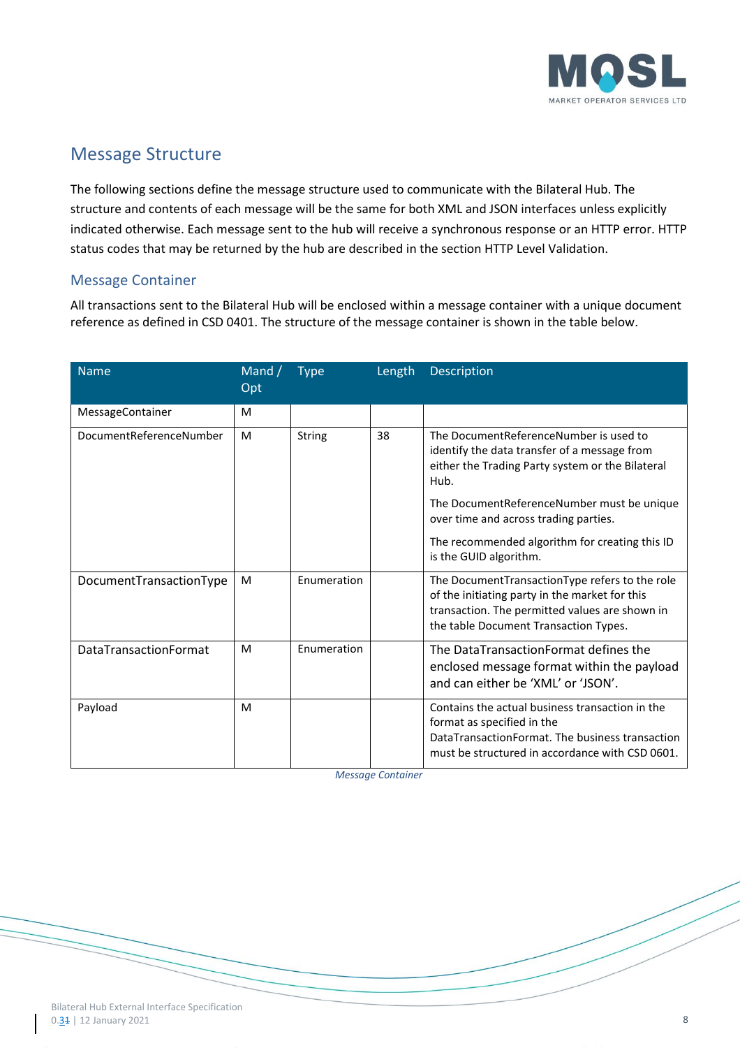## Message Structure

The following sections define the message structure used to communicate with the Bilateral Hub. The structure and contents of each message will be the same for both XML and JSON interfaces unless explicitly indicated otherwise. Each message sent to the hub will receive a synchronous response or an HTTP error. HTTP status codes that may be returned by the hub are described in the section HTTP Level Validation.

### Message Container

All transactions sent to the Bilateral Hub will be enclosed within a message container with a unique document reference as defined in CSD 0401. The structure of the message container is shown in the table below.

| Name | Mand / Opt | Type | Length | Description |
|---|---|---|---|---|
| MessageContainer | M | | | |
| DocumentReferenceNumber | M | String | 38 | The DocumentReferenceNumber is used to identify the data transfer of a message from either the Trading Party system or the Bilateral Hub.<br><br>The DocumentReferenceNumber must be unique over time and across trading parties.<br><br>The recommended algorithm for creating this ID is the GUID algorithm. |
| DocumentTransactionType | M | Enumeration | | The DocumentTransactionType refers to the role of the initiating party in the market for this transaction. The permitted values are shown in the table Document Transaction Types. |
| DataTransactionFormat | M | Enumeration | | The DataTransactionFormat defines the enclosed message format within the payload and can either be 'XML' or 'JSON'. |
| Payload | M | | | Contains the actual business transaction in the format as specified in the DataTransactionFormat. The business transaction must be structured in accordance with CSD 0601. |

*Message Container*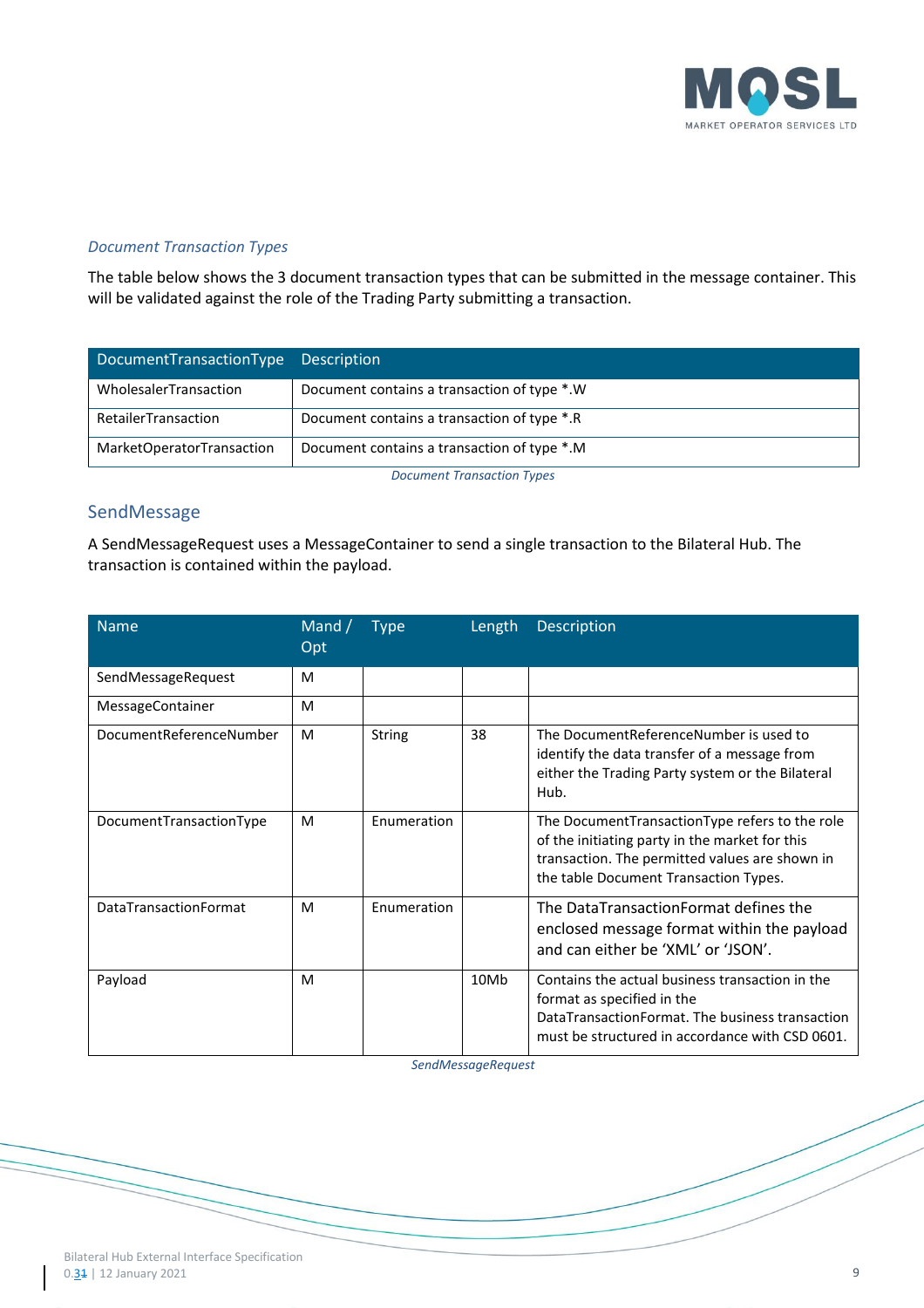*Document Transaction Types*

The table below shows the 3 document transaction types that can be submitted in the message container. This will be validated against the role of the Trading Party submitting a transaction.

| DocumentTransactionType | Description |
|---|---|
| WholesalerTransaction | Document contains a transaction of type *.W |
| RetailerTransaction | Document contains a transaction of type *.R |
| MarketOperatorTransaction | Document contains a transaction of type *.M |

*Document Transaction Types*

## SendMessage

A SendMessageRequest uses a MessageContainer to send a single transaction to the Bilateral Hub. The transaction is contained within the payload.

| Name | Mand / Opt | Type | Length | Description |
|---|---|---|---|---|
| SendMessageRequest | M | | | |
| MessageContainer | M | | | |
| DocumentReferenceNumber | M | String | 38 | The DocumentReferenceNumber is used to identify the data transfer of a message from either the Trading Party system or the Bilateral Hub. |
| DocumentTransactionType | M | Enumeration | | The DocumentTransactionType refers to the role of the initiating party in the market for this transaction. The permitted values are shown in the table Document Transaction Types. |
| DataTransactionFormat | M | Enumeration | | The DataTransactionFormat defines the enclosed message format within the payload and can either be 'XML' or 'JSON'. |
| Payload | M | | 10Mb | Contains the actual business transaction in the format as specified in the DataTransactionFormat. The business transaction must be structured in accordance with CSD 0601. |

*SendMessageRequest*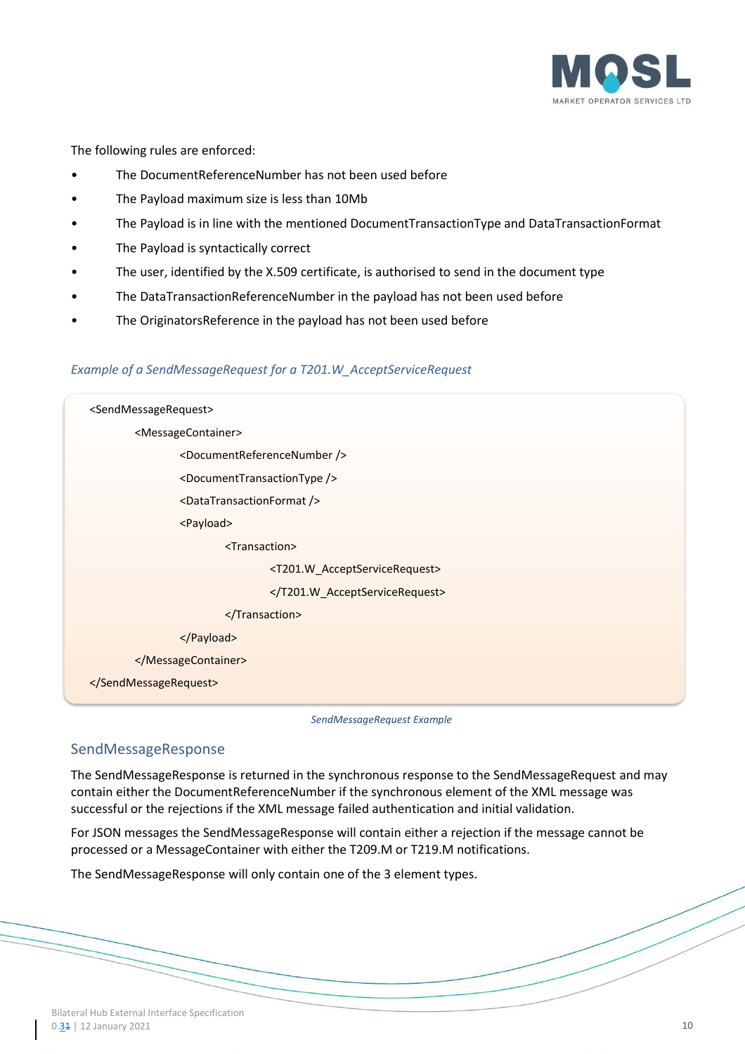The following rules are enforced:

- The DocumentReferenceNumber has not been used before
- The Payload maximum size is less than 10Mb
- The Payload is in line with the mentioned DocumentTransactionType and DataTransactionFormat
- The Payload is syntactically correct
- The user, identified by the X.509 certificate, is authorised to send in the document type
- The DataTransactionReferenceNumber in the payload has not been used before
- The OriginatorsReference in the payload has not been used before

*Example of a SendMessageRequest for a T201.W_AcceptServiceRequest*

```
<SendMessageRequest>
    <MessageContainer>
        <DocumentReferenceNumber />
        <DocumentTransactionType />
        <DataTransactionFormat />
        <Payload>
            <Transaction>
                <T201.W_AcceptServiceRequest>
                </T201.W_AcceptServiceRequest>
            </Transaction>
        </Payload>
    </MessageContainer>
</SendMessageRequest>
```

*SendMessageRequest Example*

## SendMessageResponse

The SendMessageResponse is returned in the synchronous response to the SendMessageRequest and may contain either the DocumentReferenceNumber if the synchronous element of the XML message was successful or the rejections if the XML message failed authentication and initial validation.

For JSON messages the SendMessageResponse will contain either a rejection if the message cannot be processed or a MessageContainer with either the T209.M or T219.M notifications.

The SendMessageResponse will only contain one of the 3 element types.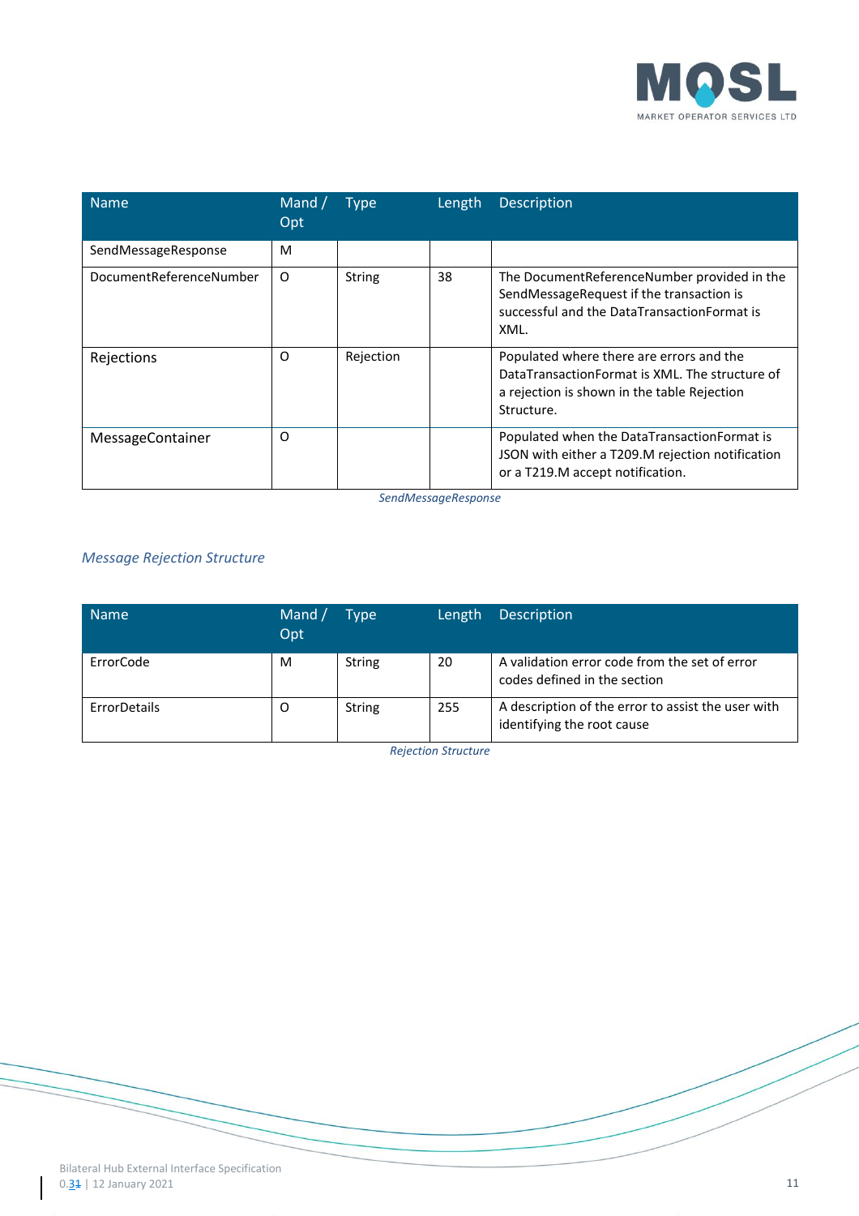| Name | Mand / Opt | Type | Length | Description |
|---|---|---|---|---|
| SendMessageResponse | M | | | |
| DocumentReferenceNumber | O | String | 38 | The DocumentReferenceNumber provided in the SendMessageRequest if the transaction is successful and the DataTransactionFormat is XML. |
| Rejections | O | Rejection | | Populated where there are errors and the DataTransactionFormat is XML. The structure of a rejection is shown in the table Rejection Structure. |
| MessageContainer | O | | | Populated when the DataTransactionFormat is JSON with either a T209.M rejection notification or a T219.M accept notification. |

*SendMessageResponse*

### *Message Rejection Structure*

| Name | Mand / Opt | Type | Length | Description |
|---|---|---|---|---|
| ErrorCode | M | String | 20 | A validation error code from the set of error codes defined in the section |
| ErrorDetails | O | String | 255 | A description of the error to assist the user with identifying the root cause |

*Rejection Structure*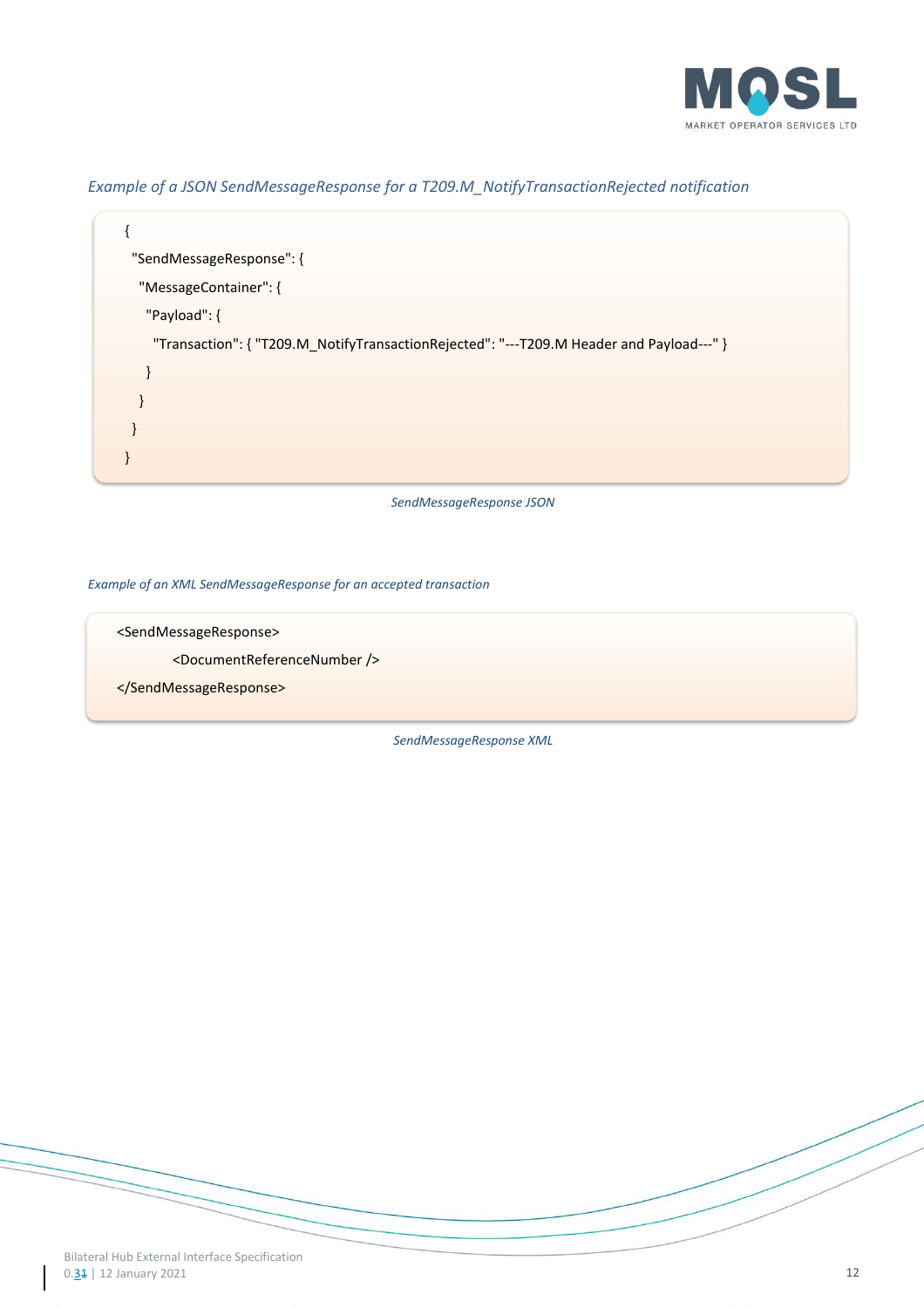*Example of a JSON SendMessageResponse for a T209.M_NotifyTransactionRejected notification*

```
{
 "SendMessageResponse": {
  "MessageContainer": {
   "Payload": {
    "Transaction": { "T209.M_NotifyTransactionRejected": "---T209.M Header and Payload---" }
   }
  }
 }
}
```

*SendMessageResponse JSON*

*Example of an XML SendMessageResponse for an accepted transaction*

```
<SendMessageResponse>
        <DocumentReferenceNumber />
</SendMessageResponse>
```

*SendMessageResponse XML*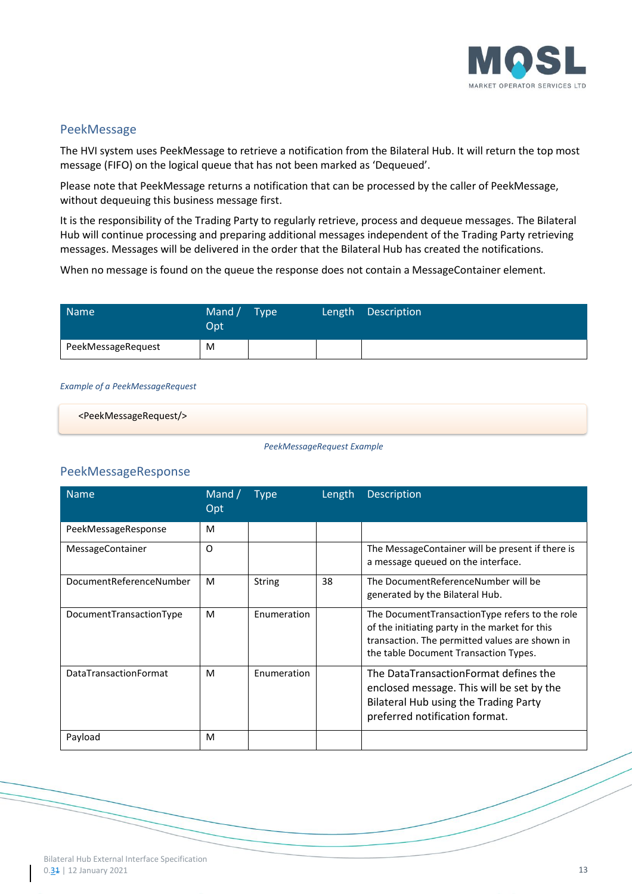## PeekMessage

The HVI system uses PeekMessage to retrieve a notification from the Bilateral Hub. It will return the top most message (FIFO) on the logical queue that has not been marked as 'Dequeued'.

Please note that PeekMessage returns a notification that can be processed by the caller of PeekMessage, without dequeuing this business message first.

It is the responsibility of the Trading Party to regularly retrieve, process and dequeue messages. The Bilateral Hub will continue processing and preparing additional messages independent of the Trading Party retrieving messages. Messages will be delivered in the order that the Bilateral Hub has created the notifications.

When no message is found on the queue the response does not contain a MessageContainer element.

| Name | Mand / Opt | Type | Length | Description |
|---|---|---|---|---|
| PeekMessageRequest | M | | | |

*Example of a PeekMessageRequest*

```
<PeekMessageRequest/>
```

*PeekMessageRequest Example*

## PeekMessageResponse

| Name | Mand / Opt | Type | Length | Description |
|---|---|---|---|---|
| PeekMessageResponse | M | | | |
| MessageContainer | O | | | The MessageContainer will be present if there is a message queued on the interface. |
| DocumentReferenceNumber | M | String | 38 | The DocumentReferenceNumber will be generated by the Bilateral Hub. |
| DocumentTransactionType | M | Enumeration | | The DocumentTransactionType refers to the role of the initiating party in the market for this transaction. The permitted values are shown in the table Document Transaction Types. |
| DataTransactionFormat | M | Enumeration | | The DataTransactionFormat defines the enclosed message. This will be set by the Bilateral Hub using the Trading Party preferred notification format. |
| Payload | M | | | |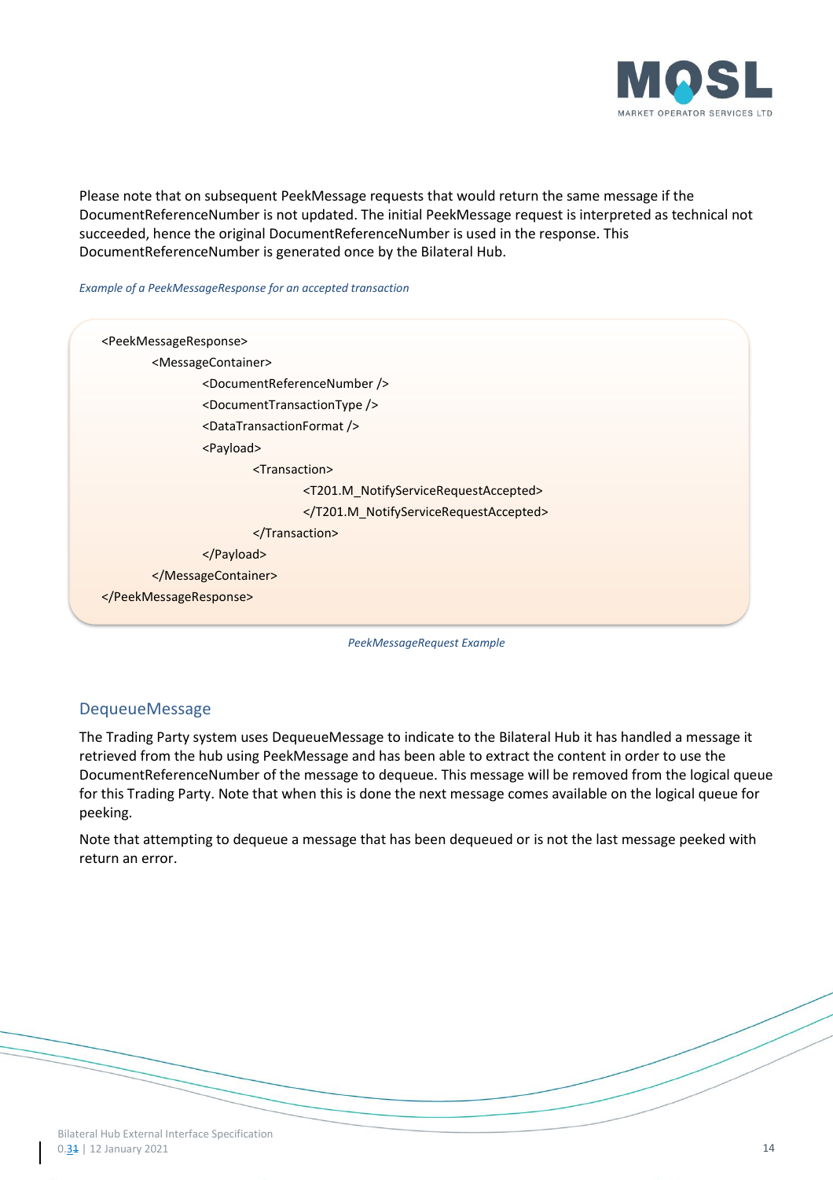Please note that on subsequent PeekMessage requests that would return the same message if the DocumentReferenceNumber is not updated. The initial PeekMessage request is interpreted as technical not succeeded, hence the original DocumentReferenceNumber is used in the response. This DocumentReferenceNumber is generated once by the Bilateral Hub.

*Example of a PeekMessageResponse for an accepted transaction*

```
<PeekMessageResponse>
        <MessageContainer>
                <DocumentReferenceNumber />
                <DocumentTransactionType />
                <DataTransactionFormat />
                <Payload>
                        <Transaction>
                                <T201.M_NotifyServiceRequestAccepted>
                                </T201.M_NotifyServiceRequestAccepted>
                        </Transaction>
                </Payload>
        </MessageContainer>
</PeekMessageResponse>
```

*PeekMessageRequest Example*

## DequeueMessage

The Trading Party system uses DequeueMessage to indicate to the Bilateral Hub it has handled a message it retrieved from the hub using PeekMessage and has been able to extract the content in order to use the DocumentReferenceNumber of the message to dequeue. This message will be removed from the logical queue for this Trading Party. Note that when this is done the next message comes available on the logical queue for peeking.

Note that attempting to dequeue a message that has been dequeued or is not the last message peeked with return an error.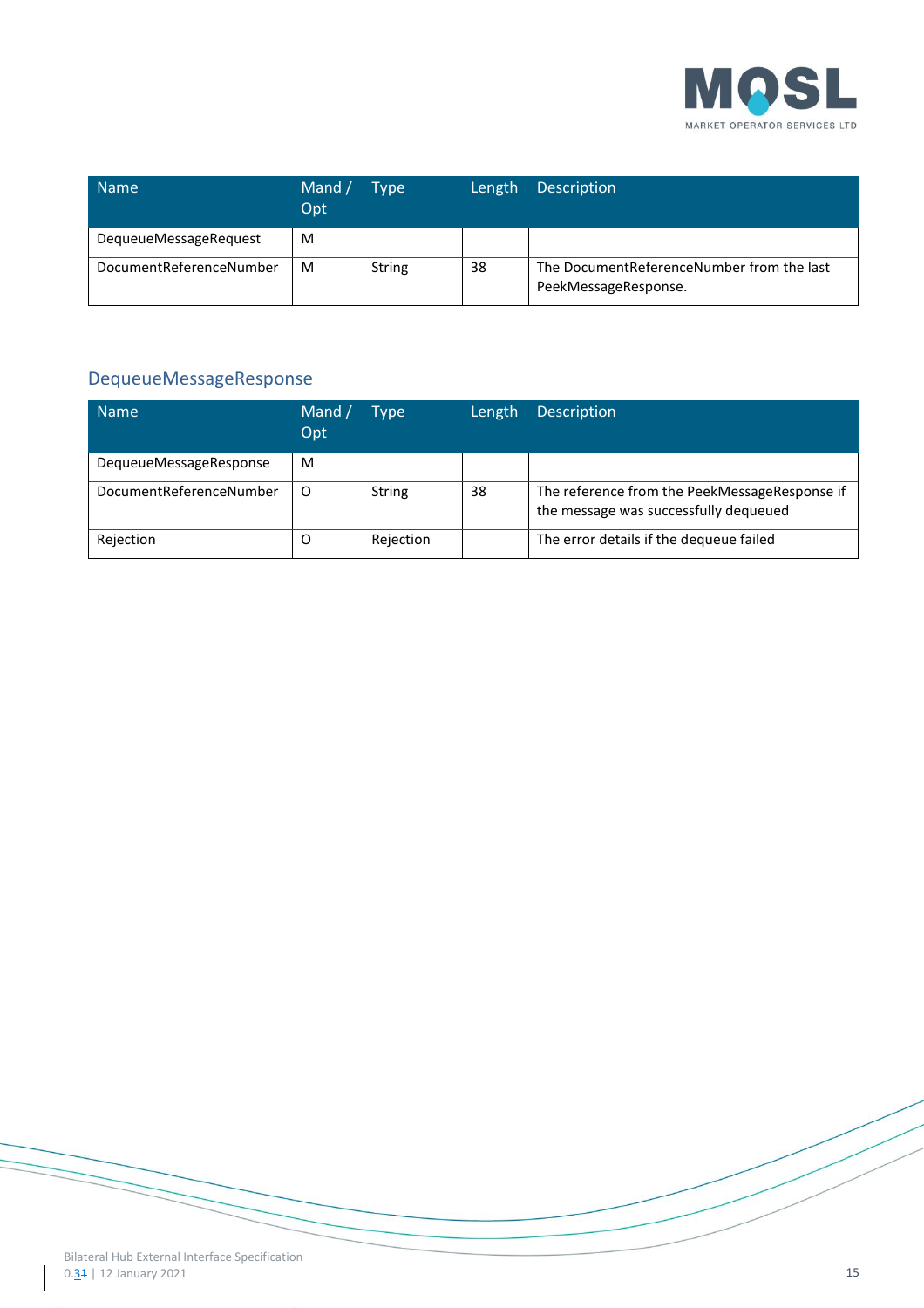| Name | Mand / Opt | Type | Length | Description |
| --- | --- | --- | --- | --- |
| DequeueMessageRequest | M | | | |
| DocumentReferenceNumber | M | String | 38 | The DocumentReferenceNumber from the last PeekMessageResponse. |

### DequeueMessageResponse

| Name | Mand / Opt | Type | Length | Description |
| --- | --- | --- | --- | --- |
| DequeueMessageResponse | M | | | |
| DocumentReferenceNumber | O | String | 38 | The reference from the PeekMessageResponse if the message was successfully dequeued |
| Rejection | O | Rejection | | The error details if the dequeue failed |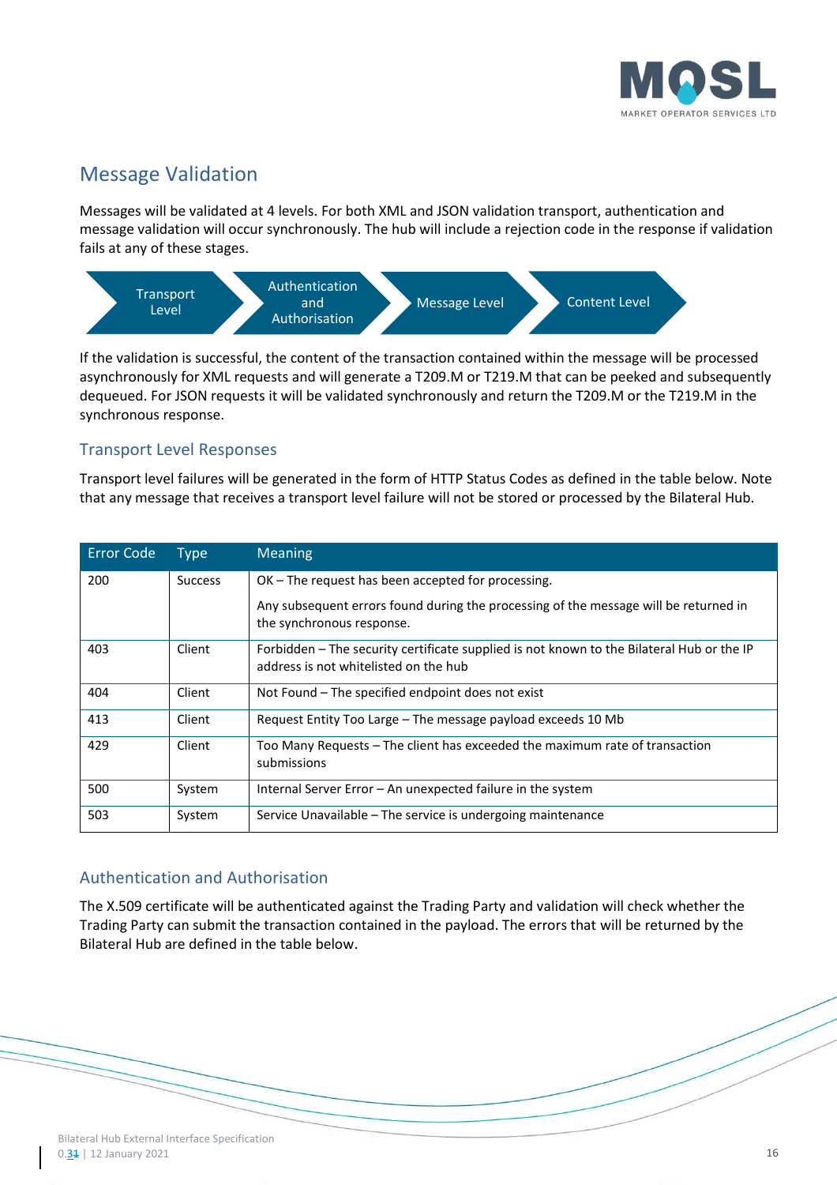## Message Validation

Messages will be validated at 4 levels. For both XML and JSON validation transport, authentication and message validation will occur synchronously. The hub will include a rejection code in the response if validation fails at any of these stages.

Transport Level → Authentication and Authorisation → Message Level → Content Level

If the validation is successful, the content of the transaction contained within the message will be processed asynchronously for XML requests and will generate a T209.M or T219.M that can be peeked and subsequently dequeued. For JSON requests it will be validated synchronously and return the T209.M or the T219.M in the synchronous response.

### Transport Level Responses

Transport level failures will be generated in the form of HTTP Status Codes as defined in the table below. Note that any message that receives a transport level failure will not be stored or processed by the Bilateral Hub.

| Error Code | Type | Meaning |
|---|---|---|
| 200 | Success | OK – The request has been accepted for processing.<br><br>Any subsequent errors found during the processing of the message will be returned in the synchronous response. |
| 403 | Client | Forbidden – The security certificate supplied is not known to the Bilateral Hub or the IP address is not whitelisted on the hub |
| 404 | Client | Not Found – The specified endpoint does not exist |
| 413 | Client | Request Entity Too Large – The message payload exceeds 10 Mb |
| 429 | Client | Too Many Requests – The client has exceeded the maximum rate of transaction submissions |
| 500 | System | Internal Server Error – An unexpected failure in the system |
| 503 | System | Service Unavailable – The service is undergoing maintenance |

### Authentication and Authorisation

The X.509 certificate will be authenticated against the Trading Party and validation will check whether the Trading Party can submit the transaction contained in the payload. The errors that will be returned by the Bilateral Hub are defined in the table below.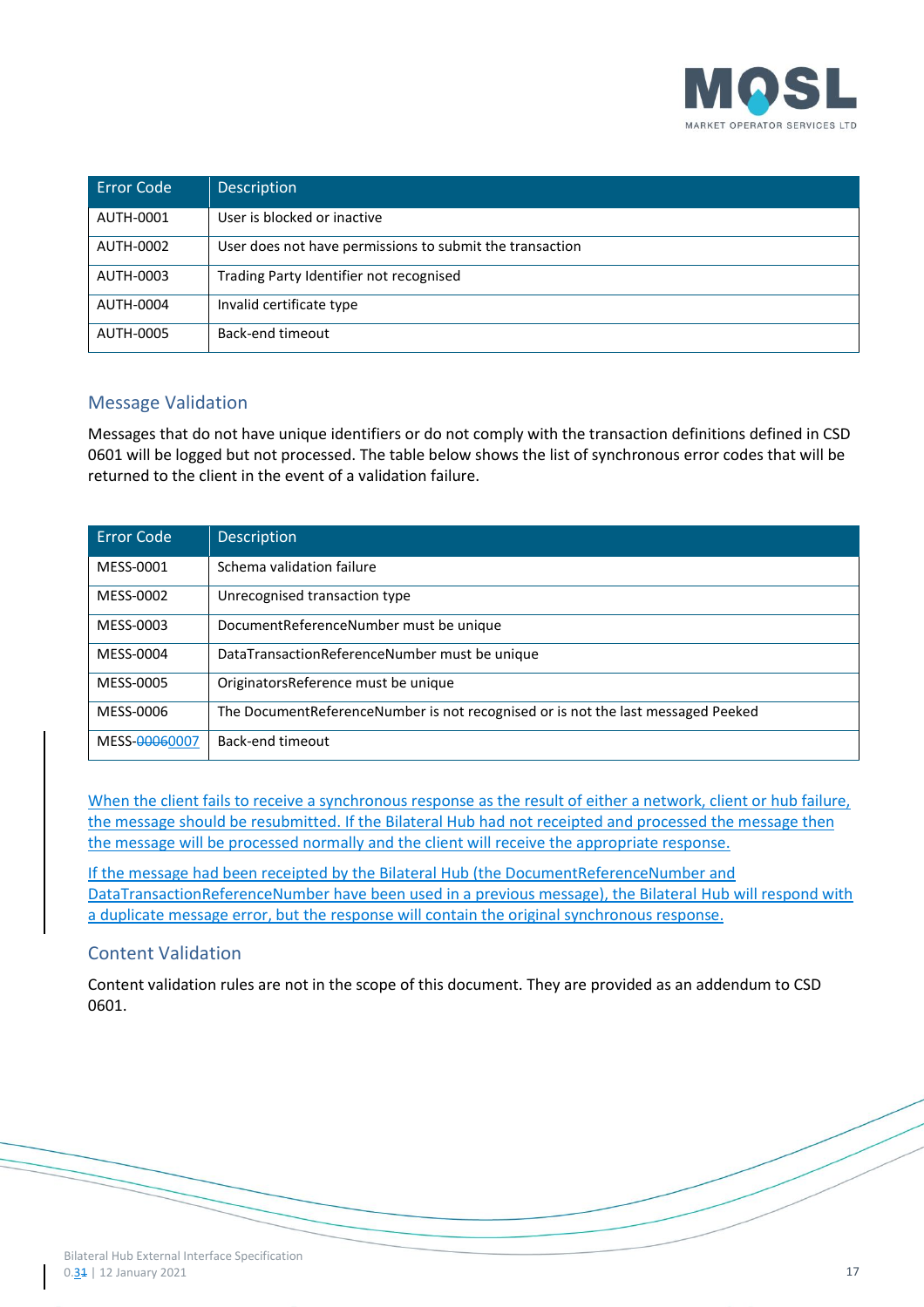| Error Code | Description |
|---|---|
| AUTH-0001 | User is blocked or inactive |
| AUTH-0002 | User does not have permissions to submit the transaction |
| AUTH-0003 | Trading Party Identifier not recognised |
| AUTH-0004 | Invalid certificate type |
| AUTH-0005 | Back-end timeout |

## Message Validation

Messages that do not have unique identifiers or do not comply with the transaction definitions defined in CSD 0601 will be logged but not processed. The table below shows the list of synchronous error codes that will be returned to the client in the event of a validation failure.

| Error Code | Description |
|---|---|
| MESS-0001 | Schema validation failure |
| MESS-0002 | Unrecognised transaction type |
| MESS-0003 | DocumentReferenceNumber must be unique |
| MESS-0004 | DataTransactionReferenceNumber must be unique |
| MESS-0005 | OriginatorsReference must be unique |
| MESS-0006 | The DocumentReferenceNumber is not recognised or is not the last messaged Peeked |
| MESS-0007 | Back-end timeout |

When the client fails to receive a synchronous response as the result of either a network, client or hub failure, the message should be resubmitted. If the Bilateral Hub had not receipted and processed the message then the message will be processed normally and the client will receive the appropriate response.

If the message had been receipted by the Bilateral Hub (the DocumentReferenceNumber and DataTransactionReferenceNumber have been used in a previous message), the Bilateral Hub will respond with a duplicate message error, but the response will contain the original synchronous response.

## Content Validation

Content validation rules are not in the scope of this document. They are provided as an addendum to CSD 0601.